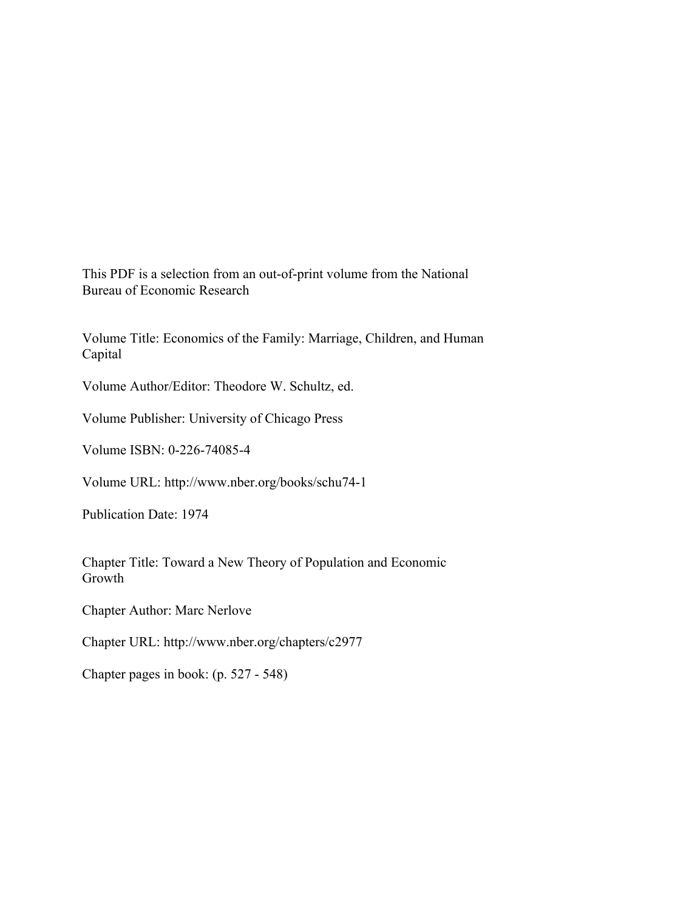This PDF is a selection from an out-of-print volume from the National Bureau of Economic Research

Volume Title: Economics of the Family: Marriage, Children, and Human Capital

Volume Author/Editor: Theodore W. Schultz, ed.

Volume Publisher: University of Chicago Press

Volume ISBN: 0-226-74085-4

Volume URL: http://www.nber.org/books/schu74-1

Publication Date: 1974

Chapter Title: Toward a New Theory of Population and Economic Growth

Chapter Author: Marc Nerlove

Chapter URL: http://www.nber.org/chapters/c2977

Chapter pages in book: (p. 527 - 548)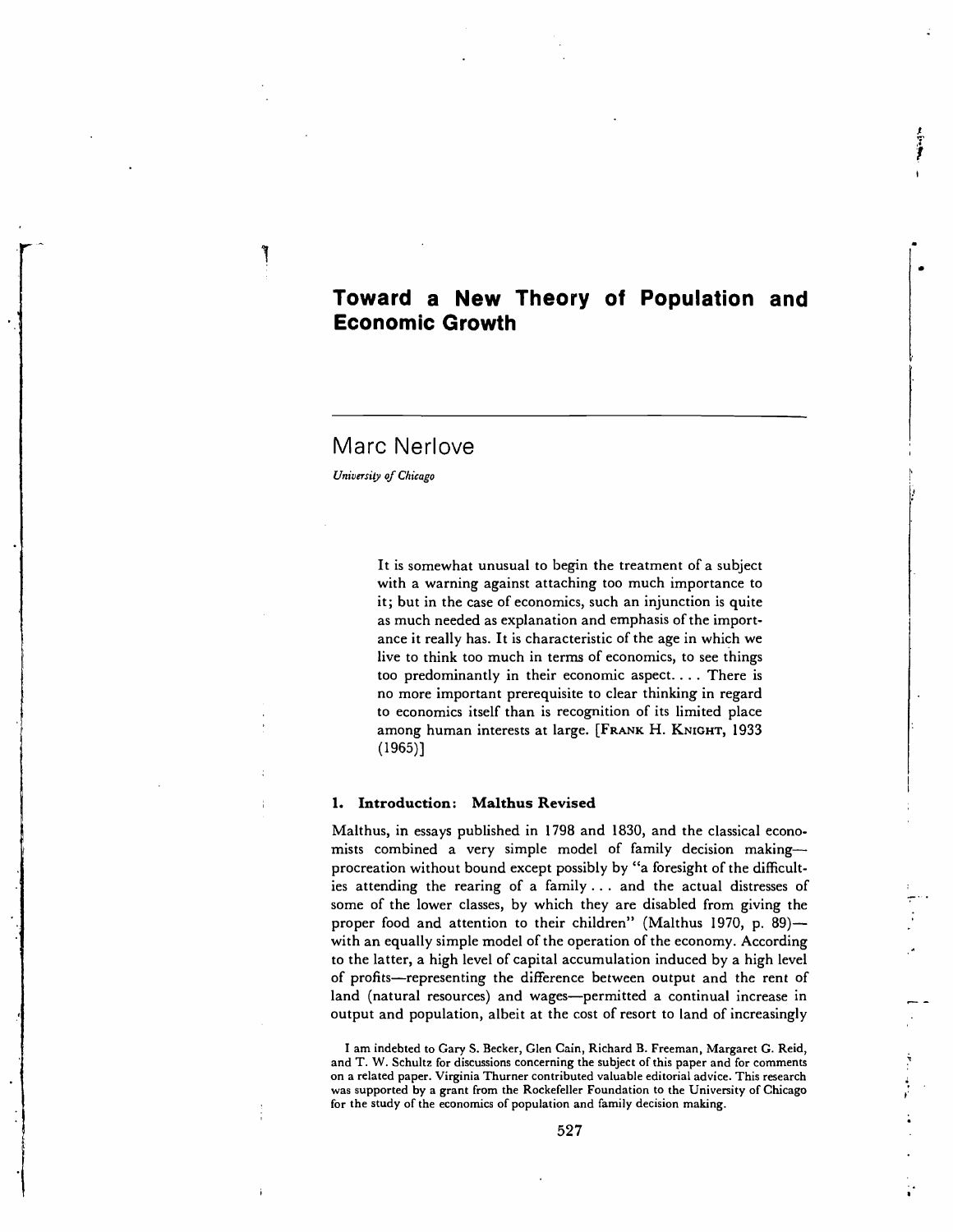# Toward a New Theory of Population and Economic Growth

## Marc Nerlove

*University of Chicago*

> It is somewhat unusual to begin the treatment of a subject with a warning against attaching too much importance to it; but in the case of economics, such an injunction is quite as much needed as explanation and emphasis of the importance it really has. It is characteristic of the age in which we live to think too much in terms of economics, to see things too predominantly in their economic aspect. . . . There is no more important prerequisite to clear thinking in regard to economics itself than is recognition of its limited place among human interests at large. [FRANK H. KNIGHT, 1933 (1965)]

### 1. Introduction: Malthus Revised

Malthus, in essays published in 1798 and 1830, and the classical economists combined a very simple model of family decision making—procreation without bound except possibly by "a foresight of the difficulties attending the rearing of a family . . . and the actual distresses of some of the lower classes, by which they are disabled from giving the proper food and attention to their children" (Malthus 1970, p. 89)—with an equally simple model of the operation of the economy. According to the latter, a high level of capital accumulation induced by a high level of profits—representing the difference between output and the rent of land (natural resources) and wages—permitted a continual increase in output and population, albeit at the cost of resort to land of increasingly

I am indebted to Gary S. Becker, Glen Cain, Richard B. Freeman, Margaret G. Reid, and T. W. Schultz for discussions concerning the subject of this paper and for comments on a related paper. Virginia Thurner contributed valuable editorial advice. This research was supported by a grant from the Rockefeller Foundation to the University of Chicago for the study of the economics of population and family decision making.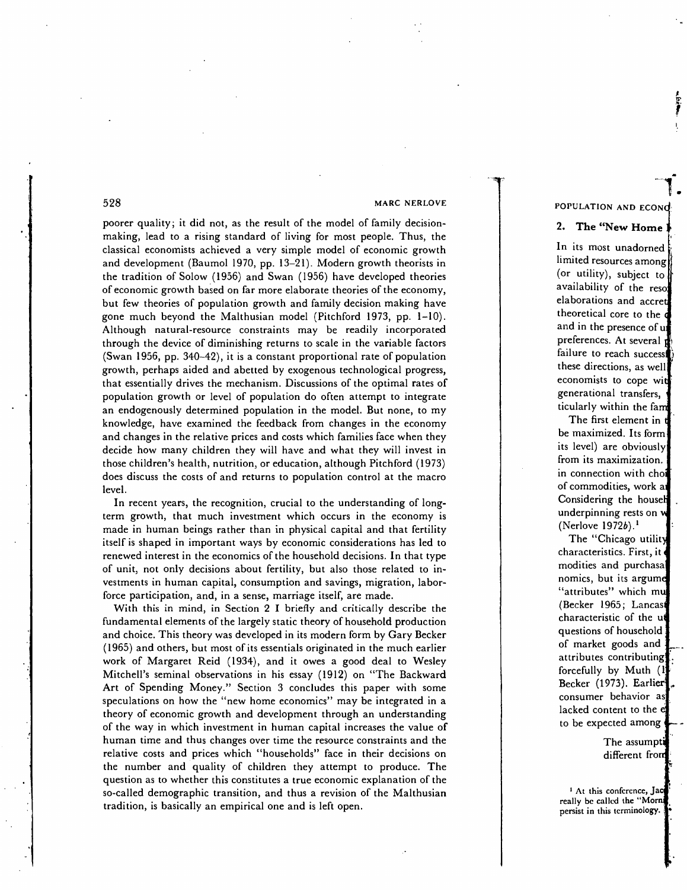poorer quality; it did not, as the result of the model of family decision-making, lead to a rising standard of living for most people. Thus, the classical economists achieved a very simple model of economic growth and development (Baumol 1970, pp. 13–21). Modern growth theorists in the tradition of Solow (1956) and Swan (1956) have developed theories of economic growth based on far more elaborate theories of the economy, but few theories of population growth and family decision making have gone much beyond the Malthusian model (Pitchford 1973, pp. 1–10). Although natural-resource constraints may be readily incorporated through the device of diminishing returns to scale in the variable factors (Swan 1956, pp. 340–42), it is a constant proportional rate of population growth, perhaps aided and abetted by exogenous technological progress, that essentially drives the mechanism. Discussions of the optimal rates of population growth or level of population do often attempt to integrate an endogenously determined population in the model. But none, to my knowledge, have examined the feedback from changes in the economy and changes in the relative prices and costs which families face when they decide how many children they will have and what they will invest in those children's health, nutrition, or education, although Pitchford (1973) does discuss the costs of and returns to population control at the macro level.

In recent years, the recognition, crucial to the understanding of long-term growth, that much investment which occurs in the economy is made in human beings rather than in physical capital and that fertility itself is shaped in important ways by economic considerations has led to renewed interest in the economics of the household decisions. In that type of unit, not only decisions about fertility, but also those related to investments in human capital, consumption and savings, migration, labor-force participation, and, in a sense, marriage itself, are made.

With this in mind, in Section 2 I briefly and critically describe the fundamental elements of the largely static theory of household production and choice. This theory was developed in its modern form by Gary Becker (1965) and others, but most of its essentials originated in the much earlier work of Margaret Reid (1934), and it owes a good deal to Wesley Mitchell's seminal observations in his essay (1912) on "The Backward Art of Spending Money." Section 3 concludes this paper with some speculations on how the "new home economics" may be integrated in a theory of economic growth and development through an understanding of the way in which investment in human capital increases the value of human time and thus changes over time the resource constraints and the relative costs and prices which "households" face in their decisions on the number and quality of children they attempt to produce. The question as to whether this constitutes a true economic explanation of the so-called demographic transition, and thus a revision of the Malthusian tradition, is basically an empirical one and is left open.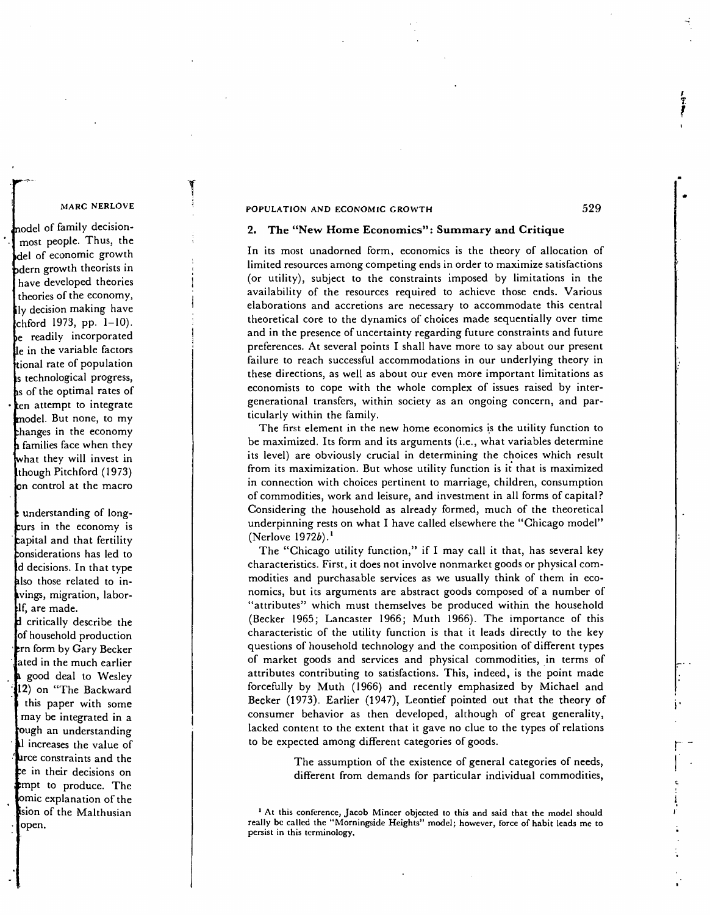## 2. The "New Home Economics": Summary and Critique

In its most unadorned form, economics is the theory of allocation of limited resources among competing ends in order to maximize satisfactions (or utility), subject to the constraints imposed by limitations in the availability of the resources required to achieve those ends. Various elaborations and accretions are necessary to accommodate this central theoretical core to the dynamics of choices made sequentially over time and in the presence of uncertainty regarding future constraints and future preferences. At several points I shall have more to say about our present failure to reach successful accommodations in our underlying theory in these directions, as well as about our even more important limitations as economists to cope with the whole complex of issues raised by intergenerational transfers, within society as an ongoing concern, and particularly within the family.

The first element in the new home economics is the utility function to be maximized. Its form and its arguments (i.e., what variables determine its level) are obviously crucial in determining the choices which result from its maximization. But whose utility function is it that is maximized in connection with choices pertinent to marriage, children, consumption of commodities, work and leisure, and investment in all forms of capital? Considering the household as already formed, much of the theoretical underpinning rests on what I have called elsewhere the "Chicago model" (Nerlove 1972*b*).[1]

The "Chicago utility function," if I may call it that, has several key characteristics. First, it does not involve nonmarket goods or physical commodities and purchasable services as we usually think of them in economics, but its arguments are abstract goods composed of a number of "attributes" which must themselves be produced within the household (Becker 1965; Lancaster 1966; Muth 1966). The importance of this characteristic of the utility function is that it leads directly to the key questions of household technology and the composition of different types of market goods and services and physical commodities, in terms of attributes contributing to satisfactions. This, indeed, is the point made forcefully by Muth (1966) and recently emphasized by Michael and Becker (1973). Earlier (1947), Leontief pointed out that the theory of consumer behavior as then developed, although of great generality, lacked content to the extent that it gave no clue to the types of relations to be expected among different categories of goods.

> The assumption of the existence of general categories of needs, different from demands for particular individual commodities,

[1] At this conference, Jacob Mincer objected to this and said that the model should really be called the "Morningside Heights" model; however, force of habit leads me to persist in this terminology.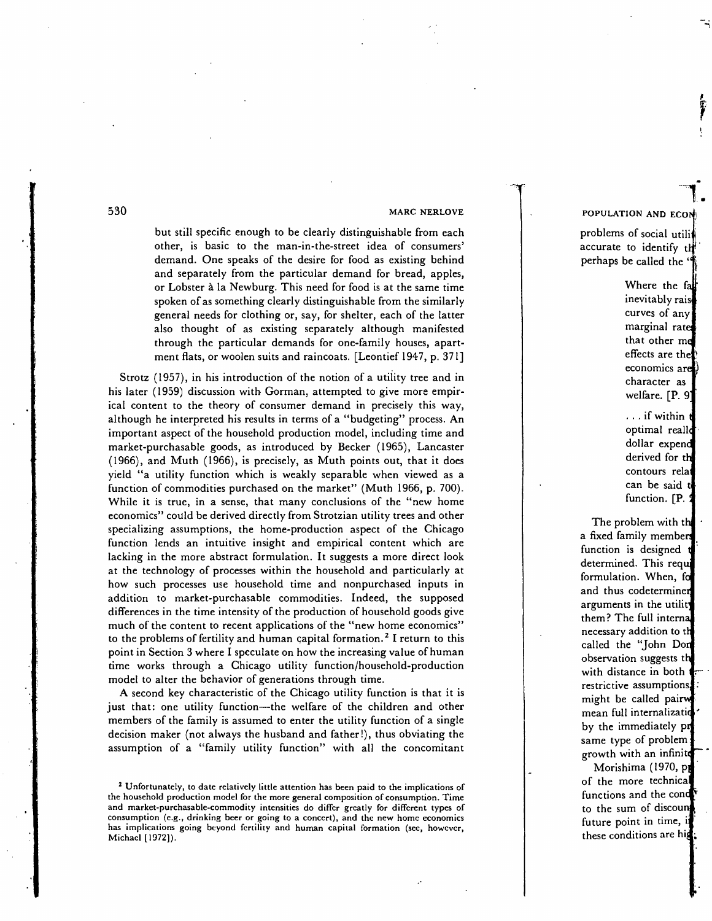but still specific enough to be clearly distinguishable from each other, is basic to the man-in-the-street idea of consumers' demand. One speaks of the desire for food as existing behind and separately from the particular demand for bread, apples, or Lobster à la Newburg. This need for food is at the same time spoken of as something clearly distinguishable from the similarly general needs for clothing or, say, for shelter, each of the latter also thought of as existing separately although manifested through the particular demands for one-family houses, apartment flats, or woolen suits and raincoats. [Leontief 1947, p. 371]

Strotz (1957), in his introduction of the notion of a utility tree and in his later (1959) discussion with Gorman, attempted to give more empirical content to the theory of consumer demand in precisely this way, although he interpreted his results in terms of a "budgeting" process. An important aspect of the household production model, including time and market-purchasable goods, as introduced by Becker (1965), Lancaster (1966), and Muth (1966), is precisely, as Muth points out, that it does yield "a utility function which is weakly separable when viewed as a function of commodities purchased on the market" (Muth 1966, p. 700). While it is true, in a sense, that many conclusions of the "new home economics" could be derived directly from Strotzian utility trees and other specializing assumptions, the home-production aspect of the Chicago function lends an intuitive insight and empirical content which are lacking in the more abstract formulation. It suggests a more direct look at the technology of processes within the household and particularly at how such processes use household time and nonpurchased inputs in addition to market-purchasable commodities. Indeed, the supposed differences in the time intensity of the production of household goods give much of the content to recent applications of the "new home economics" to the problems of fertility and human capital formation.[2] I return to this point in Section 3 where I speculate on how the increasing value of human time works through a Chicago utility function/household-production model to alter the behavior of generations through time.

A second key characteristic of the Chicago utility function is that it is just that: one utility function—the welfare of the children and other members of the family is assumed to enter the utility function of a single decision maker (not always the husband and father!), thus obviating the assumption of a "family utility function" with all the concomitant

[2] Unfortunately, to date relatively little attention has been paid to the implications of the household production model for the more general composition of consumption. Time and market-purchasable-commodity intensities do differ greatly for different types of consumption (e.g., drinking beer or going to a concert), and the new home economics has implications going beyond fertility and human capital formation (see, however, Michael [1972]).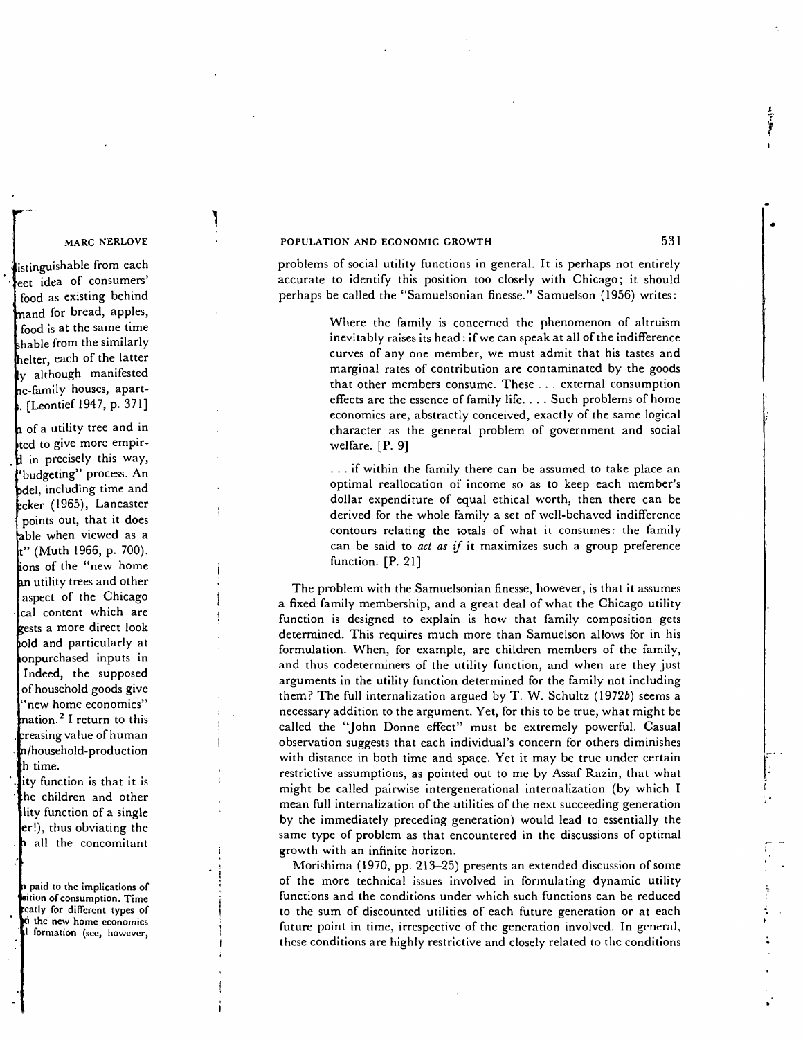problems of social utility functions in general. It is perhaps not entirely accurate to identify this position too closely with Chicago; it should perhaps be called the "Samuelsonian finesse." Samuelson (1956) writes:

> Where the family is concerned the phenomenon of altruism inevitably raises its head: if we can speak at all of the indifference curves of any one member, we must admit that his tastes and marginal rates of contribution are contaminated by the goods that other members consume. These . . . external consumption effects are the essence of family life. . . . Such problems of home economics are, abstractly conceived, exactly of the same logical character as the general problem of government and social welfare. [P. 9]

> . . . if within the family there can be assumed to take place an optimal reallocation of income so as to keep each member's dollar expenditure of equal ethical worth, then there can be derived for the whole family a set of well-behaved indifference contours relating the totals of what it consumes: the family can be said to *act as if* it maximizes such a group preference function. [P. 21]

The problem with the Samuelsonian finesse, however, is that it assumes a fixed family membership, and a great deal of what the Chicago utility function is designed to explain is how that family composition gets determined. This requires much more than Samuelson allows for in his formulation. When, for example, are children members of the family, and thus codeterminers of the utility function, and when are they just arguments in the utility function determined for the family not including them? The full internalization argued by T. W. Schultz (1972*b*) seems a necessary addition to the argument. Yet, for this to be true, what might be called the "John Donne effect" must be extremely powerful. Casual observation suggests that each individual's concern for others diminishes with distance in both time and space. Yet it may be true under certain restrictive assumptions, as pointed out to me by Assaf Razin, that what might be called pairwise intergenerational internalization (by which I mean full internalization of the utilities of the next succeeding generation by the immediately preceding generation) would lead to essentially the same type of problem as that encountered in the discussions of optimal growth with an infinite horizon.

Morishima (1970, pp. 213–25) presents an extended discussion of some of the more technical issues involved in formulating dynamic utility functions and the conditions under which such functions can be reduced to the sum of discounted utilities of each future generation or at each future point in time, irrespective of the generation involved. In general, these conditions are highly restrictive and closely related to the conditions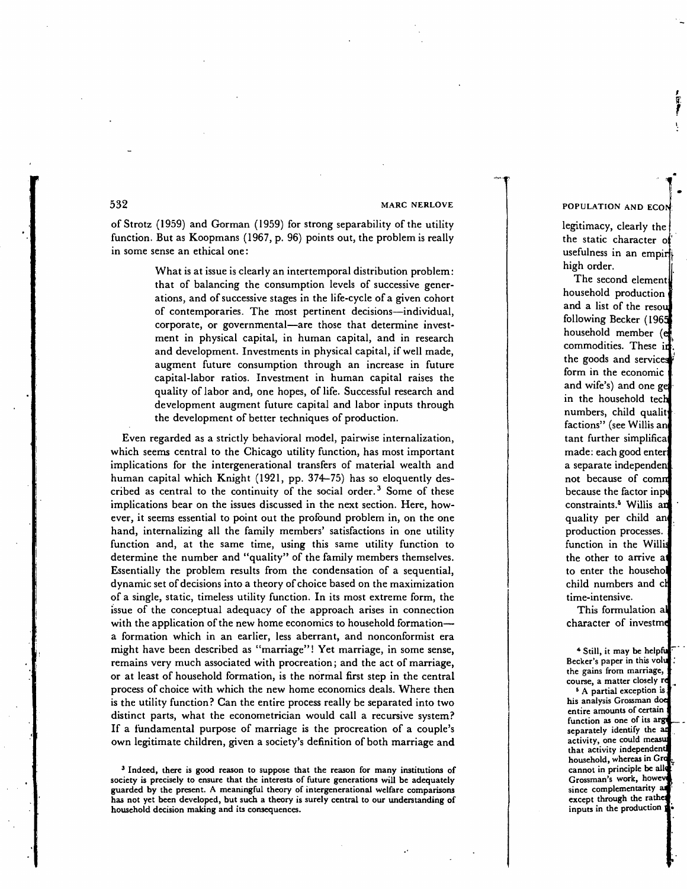of Strotz (1959) and Gorman (1959) for strong separability of the utility function. But as Koopmans (1967, p. 96) points out, the problem is really in some sense an ethical one:

> What is at issue is clearly an intertemporal distribution problem: that of balancing the consumption levels of successive generations, and of successive stages in the life-cycle of a given cohort of contemporaries. The most pertinent decisions—individual, corporate, or governmental—are those that determine investment in physical capital, in human capital, and in research and development. Investments in physical capital, if well made, augment future consumption through an increase in future capital-labor ratios. Investment in human capital raises the quality of labor and, one hopes, of life. Successful research and development augment future capital and labor inputs through the development of better techniques of production.

Even regarded as a strictly behavioral model, pairwise internalization, which seems central to the Chicago utility function, has most important implications for the intergenerational transfers of material wealth and human capital which Knight (1921, pp. 374–75) has so eloquently described as central to the continuity of the social order.[3] Some of these implications bear on the issues discussed in the next section. Here, however, it seems essential to point out the profound problem in, on the one hand, internalizing all the family members' satisfactions in one utility function and, at the same time, using this same utility function to determine the number and "quality" of the family members themselves. Essentially the problem results from the condensation of a sequential, dynamic set of decisions into a theory of choice based on the maximization of a single, static, timeless utility function. In its most extreme form, the issue of the conceptual adequacy of the approach arises in connection with the application of the new home economics to household formation—a formation which in an earlier, less aberrant, and nonconformist era might have been described as "marriage"! Yet marriage, in some sense, remains very much associated with procreation; and the act of marriage, or at least of household formation, is the normal first step in the central process of choice with which the new home economics deals. Where then is the utility function? Can the entire process really be separated into two distinct parts, what the econometrician would call a recursive system? If a fundamental purpose of marriage is the procreation of a couple's own legitimate children, given a society's definition of both marriage and

[3] Indeed, there is good reason to suppose that the reason for many institutions of society is precisely to ensure that the interests of future generations will be adequately guarded by the present. A meaningful theory of intergenerational welfare comparisons has not yet been developed, but such a theory is surely central to our understanding of household decision making and its consequences.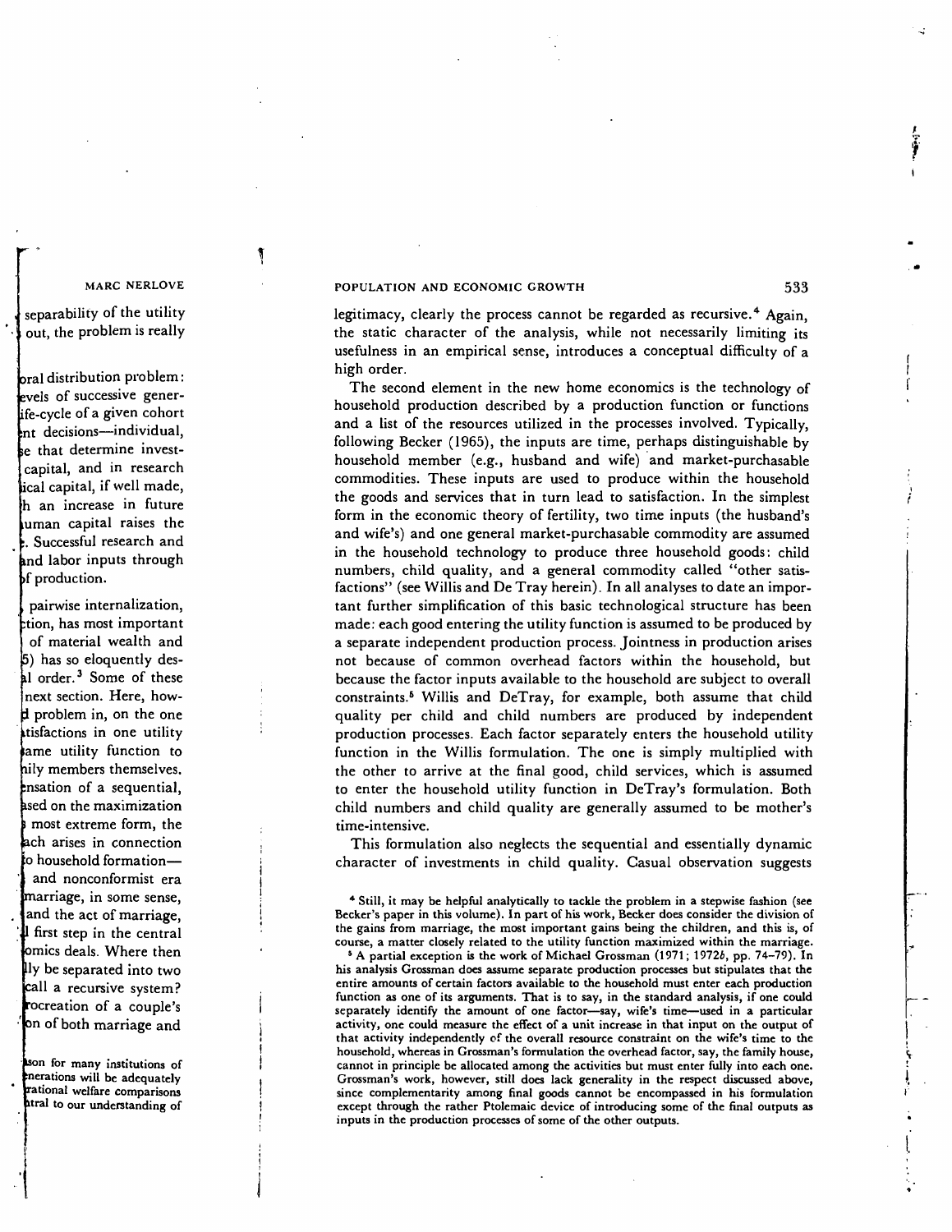legitimacy, clearly the process cannot be regarded as recursive.[4] Again, the static character of the analysis, while not necessarily limiting its usefulness in an empirical sense, introduces a conceptual difficulty of a high order.

The second element in the new home economics is the technology of household production described by a production function or functions and a list of the resources utilized in the processes involved. Typically, following Becker (1965), the inputs are time, perhaps distinguishable by household member (e.g., husband and wife) and market-purchasable commodities. These inputs are used to produce within the household the goods and services that in turn lead to satisfaction. In the simplest form in the economic theory of fertility, two time inputs (the husband's and wife's) and one general market-purchasable commodity are assumed in the household technology to produce three household goods: child numbers, child quality, and a general commodity called "other satisfactions" (see Willis and De Tray herein). In all analyses to date an important further simplification of this basic technological structure has been made: each good entering the utility function is assumed to be produced by a separate independent production process. Jointness in production arises not because of common overhead factors within the household, but because the factor inputs available to the household are subject to overall constraints.[5] Willis and DeTray, for example, both assume that child quality per child and child numbers are produced by independent production processes. Each factor separately enters the household utility function in the Willis formulation. The one is simply multiplied with the other to arrive at the final good, child services, which is assumed to enter the household utility function in DeTray's formulation. Both child numbers and child quality are generally assumed to be mother's time-intensive.

This formulation also neglects the sequential and essentially dynamic character of investments in child quality. Casual observation suggests

[4] Still, it may be helpful analytically to tackle the problem in a stepwise fashion (see Becker's paper in this volume). In part of his work, Becker does consider the division of the gains from marriage, the most important gains being the children, and this is, of course, a matter closely related to the utility function maximized within the marriage.

[5] A partial exception is the work of Michael Grossman (1971; 1972*b*, pp. 74–79). In his analysis Grossman does assume separate production processes but stipulates that the entire amounts of certain factors available to the household must enter each production function as one of its arguments. That is to say, in the standard analysis, if one could separately identify the amount of one factor—say, wife's time—used in a particular activity, one could measure the effect of a unit increase in that input on the output of that activity independently of the overall resource constraint on the wife's time to the household, whereas in Grossman's formulation the overhead factor, say, the family house, cannot in principle be allocated among the activities but must enter fully into each one. Grossman's work, however, still does lack generality in the respect discussed above, since complementarity among final goods cannot be encompassed in his formulation except through the rather Ptolemaic device of introducing some of the final outputs as inputs in the production processes of some of the other outputs.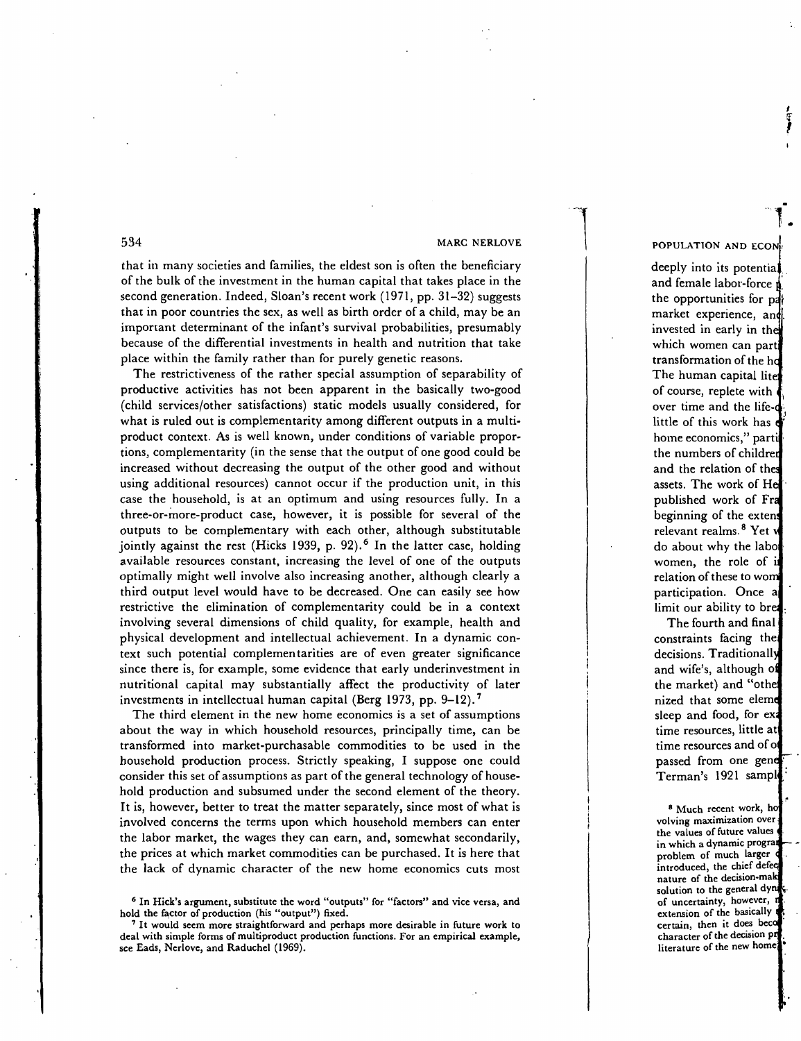that in many societies and families, the eldest son is often the beneficiary of the bulk of the investment in the human capital that takes place in the second generation. Indeed, Sloan's recent work (1971, pp. 31–32) suggests that in poor countries the sex, as well as birth order of a child, may be an important determinant of the infant's survival probabilities, presumably because of the differential investments in health and nutrition that take place within the family rather than for purely genetic reasons.

The restrictiveness of the rather special assumption of separability of productive activities has not been apparent in the basically two-good (child services/other satisfactions) static models usually considered, for what is ruled out is complementarity among different outputs in a multiproduct context. As is well known, under conditions of variable proportions, complementarity (in the sense that the output of one good could be increased without decreasing the output of the other good and without using additional resources) cannot occur if the production unit, in this case the household, is at an optimum and using resources fully. In a three-or-more-product case, however, it is possible for several of the outputs to be complementary with each other, although substitutable jointly against the rest (Hicks 1939, p. 92).[6] In the latter case, holding available resources constant, increasing the level of one of the outputs optimally might well involve also increasing another, although clearly a third output level would have to be decreased. One can easily see how restrictive the elimination of complementarity could be in a context involving several dimensions of child quality, for example, health and physical development and intellectual achievement. In a dynamic context such potential complementarities are of even greater significance since there is, for example, some evidence that early underinvestment in nutritional capital may substantially affect the productivity of later investments in intellectual human capital (Berg 1973, pp. 9–12).[7]

The third element in the new home economics is a set of assumptions about the way in which household resources, principally time, can be transformed into market-purchasable commodities to be used in the household production process. Strictly speaking, I suppose one could consider this set of assumptions as part of the general technology of household production and subsumed under the second element of the theory. It is, however, better to treat the matter separately, since most of what is involved concerns the terms upon which household members can enter the labor market, the wages they can earn, and, somewhat secondarily, the prices at which market commodities can be purchased. It is here that the lack of dynamic character of the new home economics cuts most

[6] In Hick's argument, substitute the word "outputs" for "factors" and vice versa, and hold the factor of production (his "output") fixed.

[7] It would seem more straightforward and perhaps more desirable in future work to deal with simple forms of multiproduct production functions. For an empirical example, see Eads, Nerlove, and Raduchel (1969).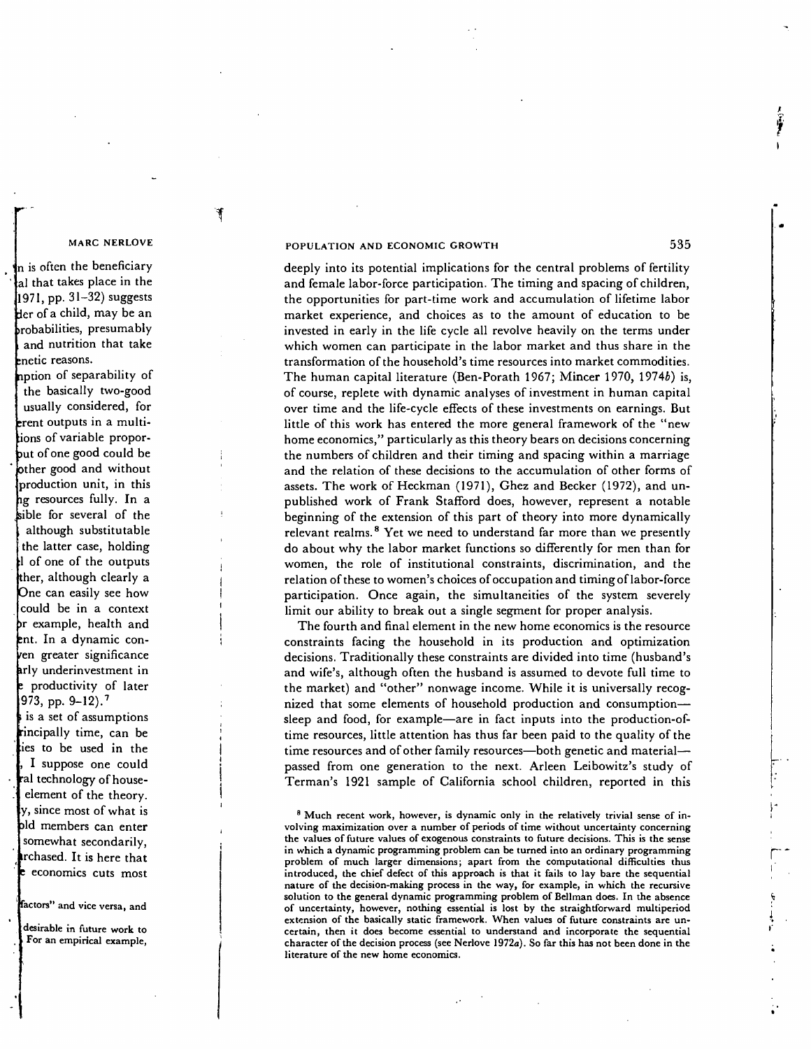deeply into its potential implications for the central problems of fertility and female labor-force participation. The timing and spacing of children, the opportunities for part-time work and accumulation of lifetime labor market experience, and choices as to the amount of education to be invested in early in the life cycle all revolve heavily on the terms under which women can participate in the labor market and thus share in the transformation of the household's time resources into market commodities. The human capital literature (Ben-Porath 1967; Mincer 1970, 1974*b*) is, of course, replete with dynamic analyses of investment in human capital over time and the life-cycle effects of these investments on earnings. But little of this work has entered the more general framework of the "new home economics," particularly as this theory bears on decisions concerning the numbers of children and their timing and spacing within a marriage and the relation of these decisions to the accumulation of other forms of assets. The work of Heckman (1971), Ghez and Becker (1972), and unpublished work of Frank Stafford does, however, represent a notable beginning of the extension of this part of theory into more dynamically relevant realms.[8] Yet we need to understand far more than we presently do about why the labor market functions so differently for men than for women, the role of institutional constraints, discrimination, and the relation of these to women's choices of occupation and timing of labor-force participation. Once again, the simultaneities of the system severely limit our ability to break out a single segment for proper analysis.

The fourth and final element in the new home economics is the resource constraints facing the household in its production and optimization decisions. Traditionally these constraints are divided into time (husband's and wife's, although often the husband is assumed to devote full time to the market) and "other" nonwage income. While it is universally recognized that some elements of household production and consumption—sleep and food, for example—are in fact inputs into the production-of-time resources, little attention has thus far been paid to the quality of the time resources and of other family resources—both genetic and material—passed from one generation to the next. Arleen Leibowitz's study of Terman's 1921 sample of California school children, reported in this

[8] Much recent work, however, is dynamic only in the relatively trivial sense of involving maximization over a number of periods of time without uncertainty concerning the values of future values of exogenous constraints to future decisions. This is the sense in which a dynamic programming problem can be turned into an ordinary programming problem of much larger dimensions; apart from the computational difficulties thus introduced, the chief defect of this approach is that it fails to lay bare the sequential nature of the decision-making process in the way, for example, in which the recursive solution to the general dynamic programming problem of Bellman does. In the absence of uncertainty, however, nothing essential is lost by the straightforward multiperiod extension of the basically static framework. When values of future constraints are uncertain, then it does become essential to understand and incorporate the sequential character of the decision process (see Nerlove 1972*a*). So far this has not been done in the literature of the new home economics.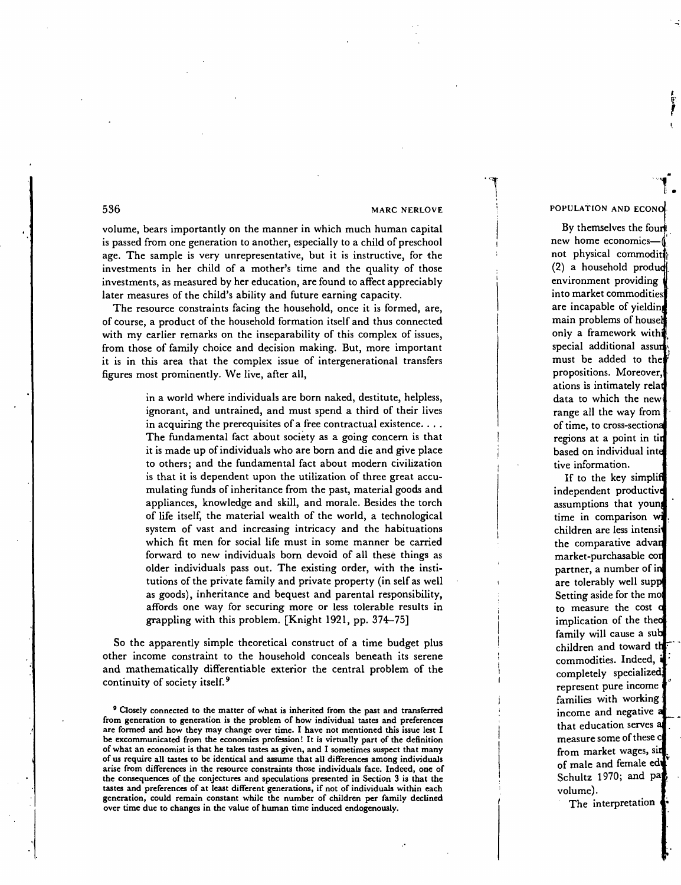volume, bears importantly on the manner in which much human capital is passed from one generation to another, especially to a child of preschool age. The sample is very unrepresentative, but it is instructive, for the investments in her child of a mother's time and the quality of those investments, as measured by her education, are found to affect appreciably later measures of the child's ability and future earning capacity.

The resource constraints facing the household, once it is formed, are, of course, a product of the household formation itself and thus connected with my earlier remarks on the inseparability of this complex of issues, from those of family choice and decision making. But, more important it is in this area that the complex issue of intergenerational transfers figures most prominently. We live, after all,

> in a world where individuals are born naked, destitute, helpless, ignorant, and untrained, and must spend a third of their lives in acquiring the prerequisites of a free contractual existence. . . . The fundamental fact about society as a going concern is that it is made up of individuals who are born and die and give place to others; and the fundamental fact about modern civilization is that it is dependent upon the utilization of three great accumulating funds of inheritance from the past, material goods and appliances, knowledge and skill, and morale. Besides the torch of life itself, the material wealth of the world, a technological system of vast and increasing intricacy and the habituations which fit men for social life must in some manner be carried forward to new individuals born devoid of all these things as older individuals pass out. The existing order, with the institutions of the private family and private property (in self as well as goods), inheritance and bequest and parental responsibility, affords one way for securing more or less tolerable results in grappling with this problem. [Knight 1921, pp. 374–75]

So the apparently simple theoretical construct of a time budget plus other income constraint to the household conceals beneath its serene and mathematically differentiable exterior the central problem of the continuity of society itself.[9]

[9] Closely connected to the matter of what is inherited from the past and transferred from generation to generation is the problem of how individual tastes and preferences are formed and how they may change over time. I have not mentioned this issue lest I be excommunicated from the economics profession! It is virtually part of the definition of what an economist is that he takes tastes as given, and I sometimes suspect that many of us require all tastes to be identical and assume that all differences among individuals arise from differences in the resource constraints those individuals face. Indeed, one of the consequences of the conjectures and speculations presented in Section 3 is that the tastes and preferences of at least different generations, if not of individuals within each generation, could remain constant while the number of children per family declined over time due to changes in the value of human time induced endogenously.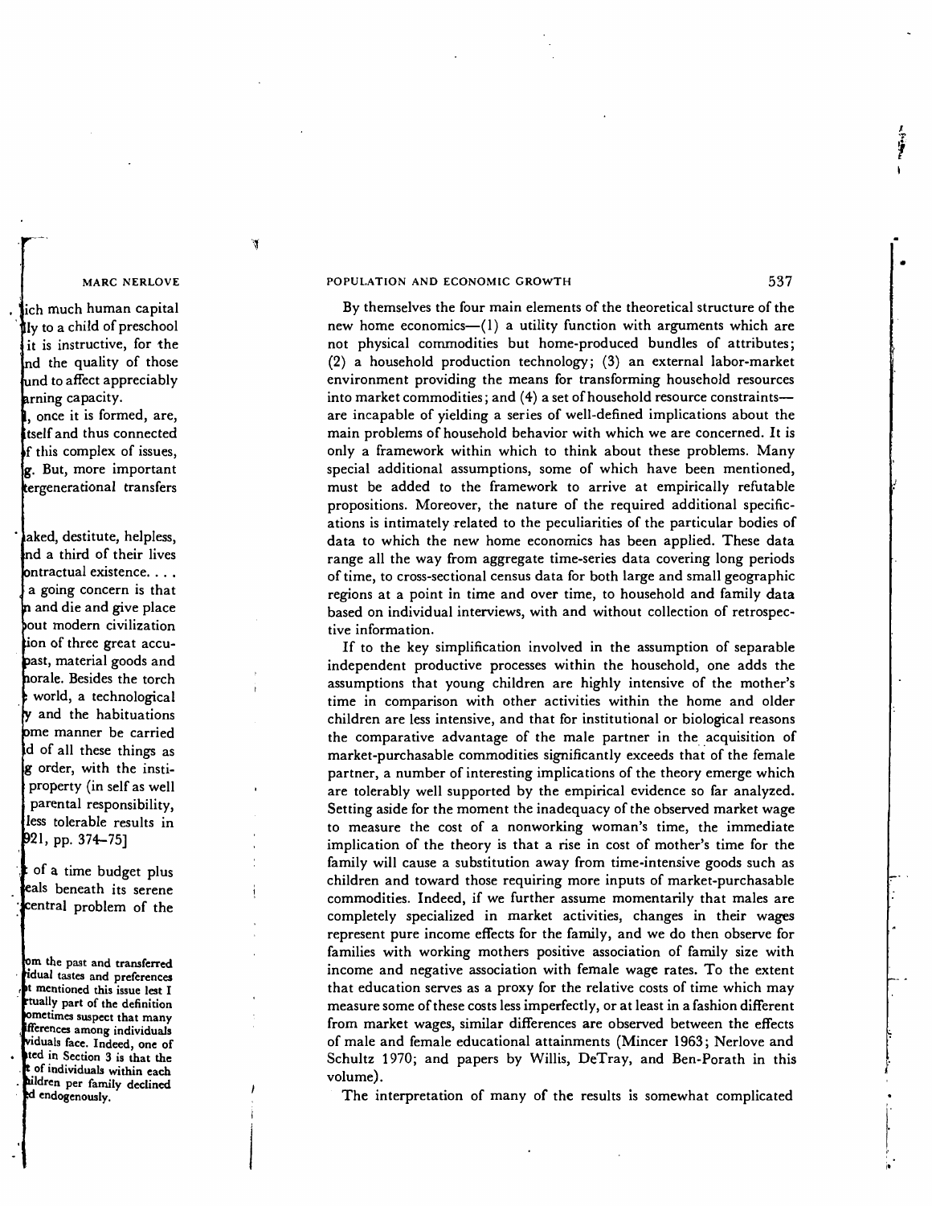By themselves the four main elements of the theoretical structure of the new home economics—(1) a utility function with arguments which are not physical commodities but home-produced bundles of attributes; (2) a household production technology; (3) an external labor-market environment providing the means for transforming household resources into market commodities; and (4) a set of household resource constraints—are incapable of yielding a series of well-defined implications about the main problems of household behavior with which we are concerned. It is only a framework within which to think about these problems. Many special additional assumptions, some of which have been mentioned, must be added to the framework to arrive at empirically refutable propositions. Moreover, the nature of the required additional specifications is intimately related to the peculiarities of the particular bodies of data to which the new home economics has been applied. These data range all the way from aggregate time-series data covering long periods of time, to cross-sectional census data for both large and small geographic regions at a point in time and over time, to household and family data based on individual interviews, with and without collection of retrospective information.

If to the key simplification involved in the assumption of separable independent productive processes within the household, one adds the assumptions that young children are highly intensive of the mother's time in comparison with other activities within the home and older children are less intensive, and that for institutional or biological reasons the comparative advantage of the male partner in the acquisition of market-purchasable commodities significantly exceeds that of the female partner, a number of interesting implications of the theory emerge which are tolerably well supported by the empirical evidence so far analyzed. Setting aside for the moment the inadequacy of the observed market wage to measure the cost of a nonworking woman's time, the immediate implication of the theory is that a rise in cost of mother's time for the family will cause a substitution away from time-intensive goods such as children and toward those requiring more inputs of market-purchasable commodities. Indeed, if we further assume momentarily that males are completely specialized in market activities, changes in their wages represent pure income effects for the family, and we do then observe for families with working mothers positive association of family size with income and negative association with female wage rates. To the extent that education serves as a proxy for the relative costs of time which may measure some of these costs less imperfectly, or at least in a fashion different from market wages, similar differences are observed between the effects of male and female educational attainments (Mincer 1963; Nerlove and Schultz 1970; and papers by Willis, DeTray, and Ben-Porath in this volume).

The interpretation of many of the results is somewhat complicated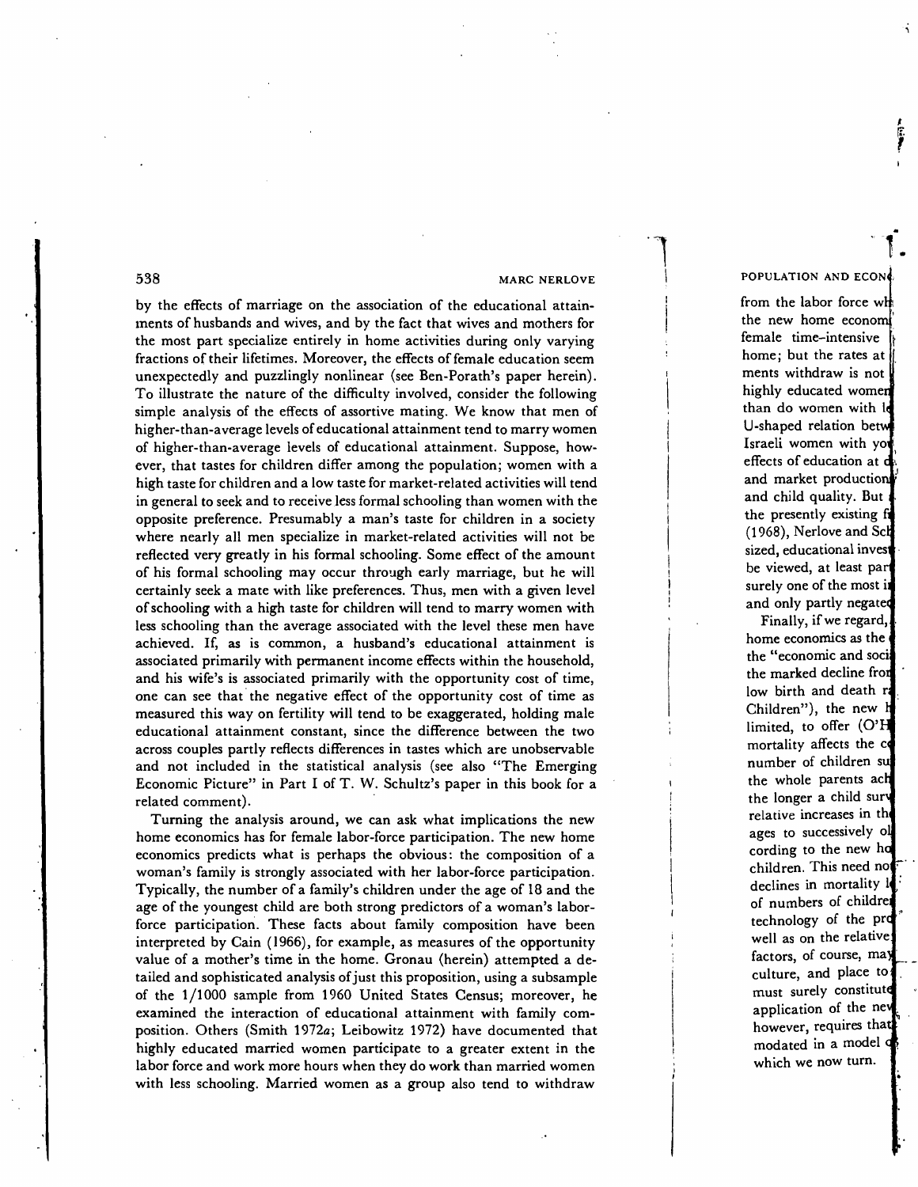by the effects of marriage on the association of the educational attainments of husbands and wives, and by the fact that wives and mothers for the most part specialize entirely in home activities during only varying fractions of their lifetimes. Moreover, the effects of female education seem unexpectedly and puzzlingly nonlinear (see Ben-Porath's paper herein). To illustrate the nature of the difficulty involved, consider the following simple analysis of the effects of assortive mating. We know that men of higher-than-average levels of educational attainment tend to marry women of higher-than-average levels of educational attainment. Suppose, however, that tastes for children differ among the population; women with a high taste for children and a low taste for market-related activities will tend in general to seek and to receive less formal schooling than women with the opposite preference. Presumably a man's taste for children in a society where nearly all men specialize in market-related activities will not be reflected very greatly in his formal schooling. Some effect of the amount of his formal schooling may occur through early marriage, but he will certainly seek a mate with like preferences. Thus, men with a given level of schooling with a high taste for children will tend to marry women with less schooling than the average associated with the level these men have achieved. If, as is common, a husband's educational attainment is associated primarily with permanent income effects within the household, and his wife's is associated primarily with the opportunity cost of time, one can see that the negative effect of the opportunity cost of time as measured this way on fertility will tend to be exaggerated, holding male educational attainment constant, since the difference between the two across couples partly reflects differences in tastes which are unobservable and not included in the statistical analysis (see also "The Emerging Economic Picture" in Part I of T. W. Schultz's paper in this book for a related comment).

Turning the analysis around, we can ask what implications the new home economics has for female labor-force participation. The new home economics predicts what is perhaps the obvious: the composition of a woman's family is strongly associated with her labor-force participation. Typically, the number of a family's children under the age of 18 and the age of the youngest child are both strong predictors of a woman's labor-force participation. These facts about family composition have been interpreted by Cain (1966), for example, as measures of the opportunity value of a mother's time in the home. Gronau (herein) attempted a detailed and sophisticated analysis of just this proposition, using a subsample of the 1/1000 sample from 1960 United States Census; moreover, he examined the interaction of educational attainment with family composition. Others (Smith 1972*a*; Leibowitz 1972) have documented that highly educated married women participate to a greater extent in the labor force and work more hours when they do work than married women with less schooling. Married women as a group also tend to withdraw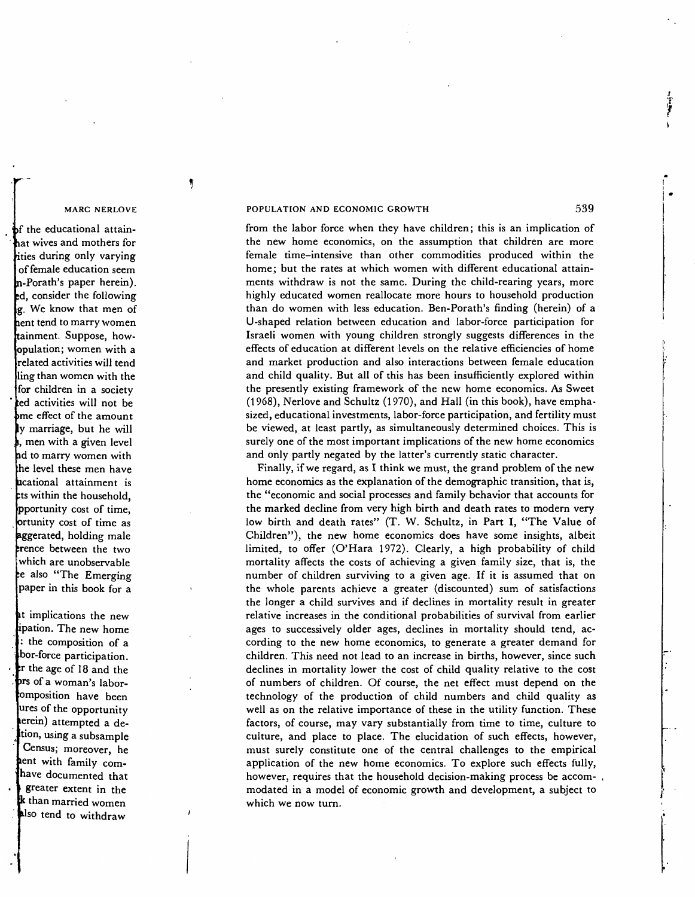from the labor force when they have children; this is an implication of the new home economics, on the assumption that children are more female time–intensive than other commodities produced within the home; but the rates at which women with different educational attainments withdraw is not the same. During the child-rearing years, more highly educated women reallocate more hours to household production than do women with less education. Ben-Porath's finding (herein) of a U-shaped relation between education and labor-force participation for Israeli women with young children strongly suggests differences in the effects of education at different levels on the relative efficiencies of home and market production and also interactions between female education and child quality. But all of this has been insufficiently explored within the presently existing framework of the new home economics. As Sweet (1968), Nerlove and Schultz (1970), and Hall (in this book), have emphasized, educational investments, labor-force participation, and fertility must be viewed, at least partly, as simultaneously determined choices. This is surely one of the most important implications of the new home economics and only partly negated by the latter's currently static character.

Finally, if we regard, as I think we must, the grand problem of the new home economics as the explanation of the demographic transition, that is, the "economic and social processes and family behavior that accounts for the marked decline from very high birth and death rates to modern very low birth and death rates" (T. W. Schultz, in Part I, "The Value of Children"), the new home economics does have some insights, albeit limited, to offer (O'Hara 1972). Clearly, a high probability of child mortality affects the costs of achieving a given family size, that is, the number of children surviving to a given age. If it is assumed that on the whole parents achieve a greater (discounted) sum of satisfactions the longer a child survives and if declines in mortality result in greater relative increases in the conditional probabilities of survival from earlier ages to successively older ages, declines in mortality should tend, according to the new home economics, to generate a greater demand for children. This need not lead to an increase in births, however, since such declines in mortality lower the cost of child quality relative to the cost of numbers of children. Of course, the net effect must depend on the technology of the production of child numbers and child quality as well as on the relative importance of these in the utility function. These factors, of course, may vary substantially from time to time, culture to culture, and place to place. The elucidation of such effects, however, must surely constitute one of the central challenges to the empirical application of the new home economics. To explore such effects fully, however, requires that the household decision-making process be accommodated in a model of economic growth and development, a subject to which we now turn.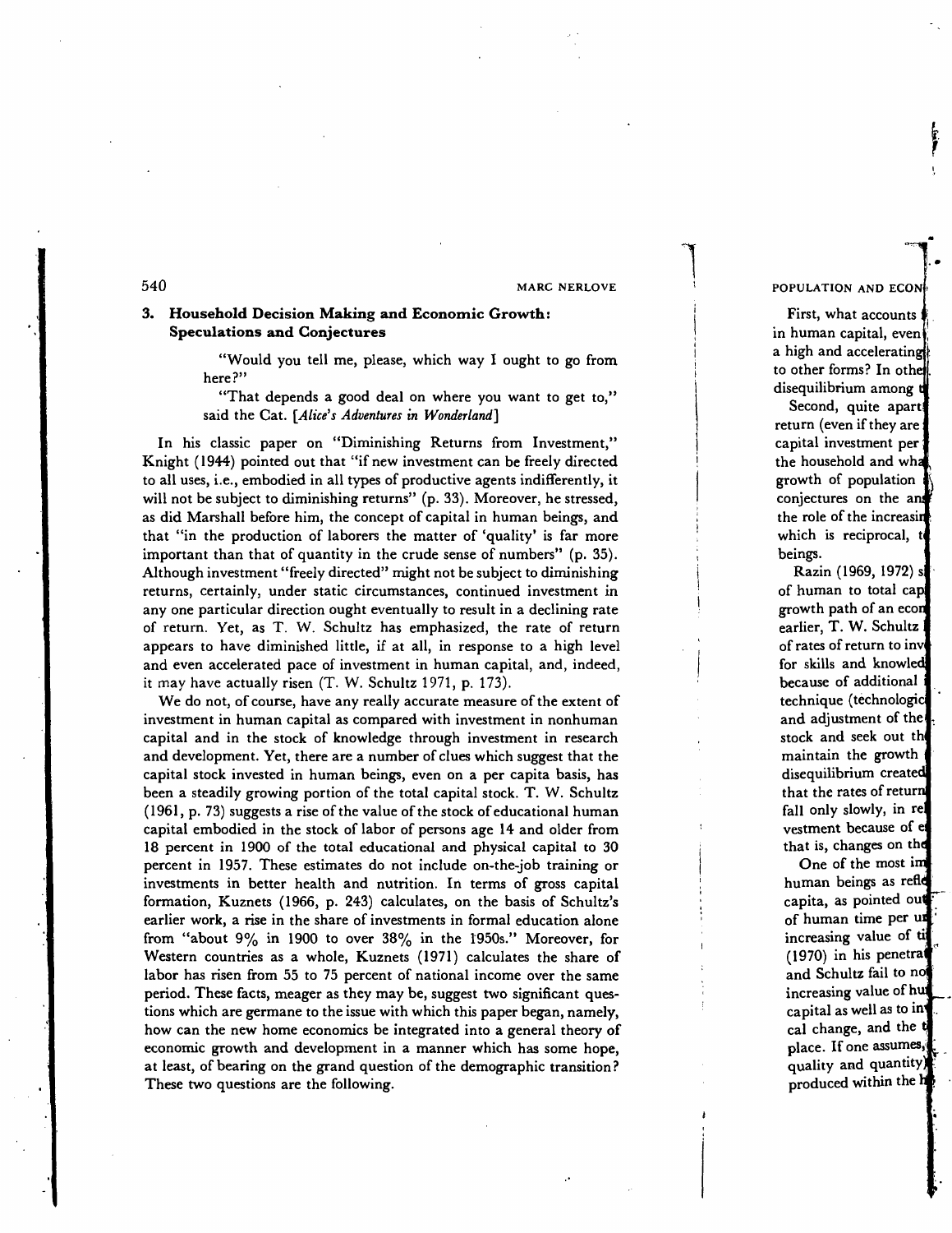## 3. Household Decision Making and Economic Growth: Speculations and Conjectures

> "Would you tell me, please, which way I ought to go from here?"
>
> "That depends a good deal on where you want to get to," said the Cat. [*Alice's Adventures in Wonderland*]

In his classic paper on "Diminishing Returns from Investment," Knight (1944) pointed out that "if new investment can be freely directed to all uses, i.e., embodied in all types of productive agents indifferently, it will not be subject to diminishing returns" (p. 33). Moreover, he stressed, as did Marshall before him, the concept of capital in human beings, and that "in the production of laborers the matter of 'quality' is far more important than that of quantity in the crude sense of numbers" (p. 35). Although investment "freely directed" might not be subject to diminishing returns, certainly, under static circumstances, continued investment in any one particular direction ought eventually to result in a declining rate of return. Yet, as T. W. Schultz has emphasized, the rate of return appears to have diminished little, if at all, in response to a high level and even accelerated pace of investment in human capital, and, indeed, it may have actually risen (T. W. Schultz 1971, p. 173).

We do not, of course, have any really accurate measure of the extent of investment in human capital as compared with investment in nonhuman capital and in the stock of knowledge through investment in research and development. Yet, there are a number of clues which suggest that the capital stock invested in human beings, even on a per capita basis, has been a steadily growing portion of the total capital stock. T. W. Schultz (1961, p. 73) suggests a rise of the value of the stock of educational human capital embodied in the stock of labor of persons age 14 and older from 18 percent in 1900 of the total educational and physical capital to 30 percent in 1957. These estimates do not include on-the-job training or investments in better health and nutrition. In terms of gross capital formation, Kuznets (1966, p. 243) calculates, on the basis of Schultz's earlier work, a rise in the share of investments in formal education alone from "about 9% in 1900 to over 38% in the 1950s." Moreover, for Western countries as a whole, Kuznets (1971) calculates the share of labor has risen from 55 to 75 percent of national income over the same period. These facts, meager as they may be, suggest two significant questions which are germane to the issue with which this paper began, namely, how can the new home economics be integrated into a general theory of economic growth and development in a manner which has some hope, at least, of bearing on the grand question of the demographic transition? These two questions are the following.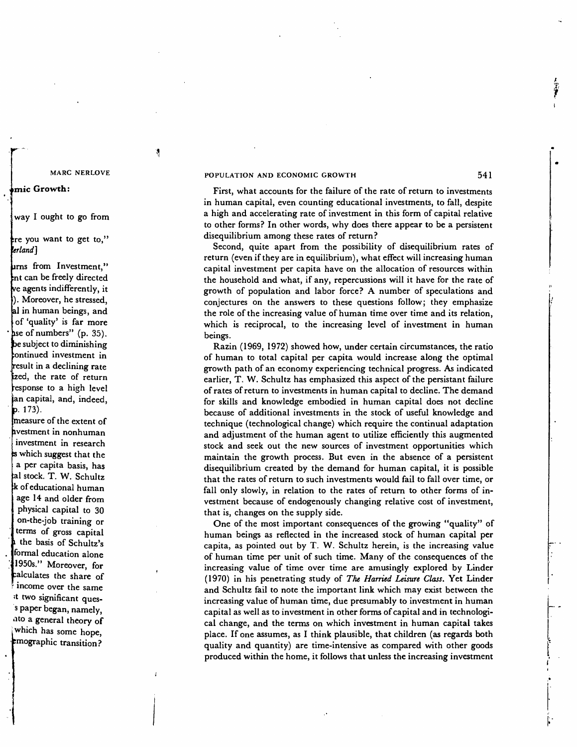First, what accounts for the failure of the rate of return to investments in human capital, even counting educational investments, to fall, despite a high and accelerating rate of investment in this form of capital relative to other forms? In other words, why does there appear to be a persistent disequilibrium among these rates of return?

Second, quite apart from the possibility of disequilibrium rates of return (even if they are in equilibrium), what effect will increasing human capital investment per capita have on the allocation of resources within the household and what, if any, repercussions will it have for the rate of growth of population and labor force? A number of speculations and conjectures on the answers to these questions follow; they emphasize the role of the increasing value of human time over time and its relation, which is reciprocal, to the increasing level of investment in human beings.

Razin (1969, 1972) showed how, under certain circumstances, the ratio of human to total capital per capita would increase along the optimal growth path of an economy experiencing technical progress. As indicated earlier, T. W. Schultz has emphasized this aspect of the persistant failure of rates of return to investments in human capital to decline. The demand for skills and knowledge embodied in human capital does not decline because of additional investments in the stock of useful knowledge and technique (technological change) which require the continual adaptation and adjustment of the human agent to utilize efficiently this augmented stock and seek out the new sources of investment opportunities which maintain the growth process. But even in the absence of a persistent disequilibrium created by the demand for human capital, it is possible that the rates of return to such investments would fail to fall over time, or fall only slowly, in relation to the rates of return to other forms of investment because of endogenously changing relative cost of investment, that is, changes on the supply side.

One of the most important consequences of the growing "quality" of human beings as reflected in the increased stock of human capital per capita, as pointed out by T. W. Schultz herein, is the increasing value of human time per unit of such time. Many of the consequences of the increasing value of time over time are amusingly explored by Linder (1970) in his penetrating study of *The Harried Leisure Class*. Yet Linder and Schultz fail to note the important link which may exist between the increasing value of human time, due presumably to investment in human capital as well as to investment in other forms of capital and in technological change, and the terms on which investment in human capital takes place. If one assumes, as I think plausible, that children (as regards both quality and quantity) are time-intensive as compared with other goods produced within the home, it follows that unless the increasing investment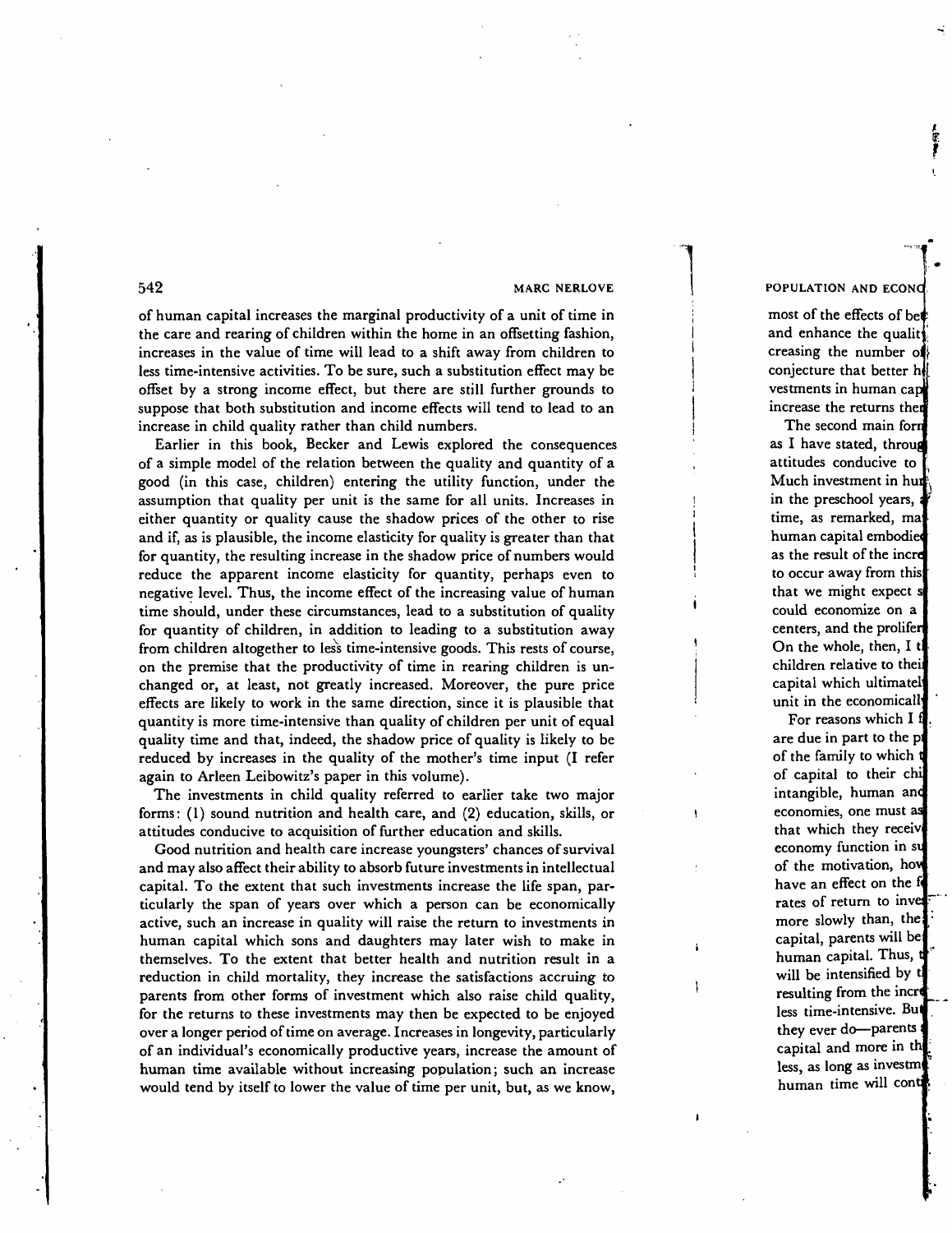of human capital increases the marginal productivity of a unit of time in the care and rearing of children within the home in an offsetting fashion, increases in the value of time will lead to a shift away from children to less time-intensive activities. To be sure, such a substitution effect may be offset by a strong income effect, but there are still further grounds to suppose that both substitution and income effects will tend to lead to an increase in child quality rather than child numbers.

Earlier in this book, Becker and Lewis explored the consequences of a simple model of the relation between the quality and quantity of a good (in this case, children) entering the utility function, under the assumption that quality per unit is the same for all units. Increases in either quantity or quality cause the shadow prices of the other to rise and if, as is plausible, the income elasticity for quality is greater than that for quantity, the resulting increase in the shadow price of numbers would reduce the apparent income elasticity for quantity, perhaps even to negative level. Thus, the income effect of the increasing value of human time should, under these circumstances, lead to a substitution of quality for quantity of children, in addition to leading to a substitution away from children altogether to less time-intensive goods. This rests of course, on the premise that the productivity of time in rearing children is unchanged or, at least, not greatly increased. Moreover, the pure price effects are likely to work in the same direction, since it is plausible that quantity is more time-intensive than quality of children per unit of equal quality time and that, indeed, the shadow price of quality is likely to be reduced by increases in the quality of the mother's time input (I refer again to Arleen Leibowitz's paper in this volume).

The investments in child quality referred to earlier take two major forms: (1) sound nutrition and health care, and (2) education, skills, or attitudes conducive to acquisition of further education and skills.

Good nutrition and health care increase youngsters' chances of survival and may also affect their ability to absorb future investments in intellectual capital. To the extent that such investments increase the life span, particularly the span of years over which a person can be economically active, such an increase in quality will raise the return to investments in human capital which sons and daughters may later wish to make in themselves. To the extent that better health and nutrition result in a reduction in child mortality, they increase the satisfactions accruing to parents from other forms of investment which also raise child quality, for the returns to these investments may then be expected to be enjoyed over a longer period of time on average. Increases in longevity, particularly of an individual's economically productive years, increase the amount of human time available without increasing population; such an increase would tend by itself to lower the value of time per unit, but, as we know,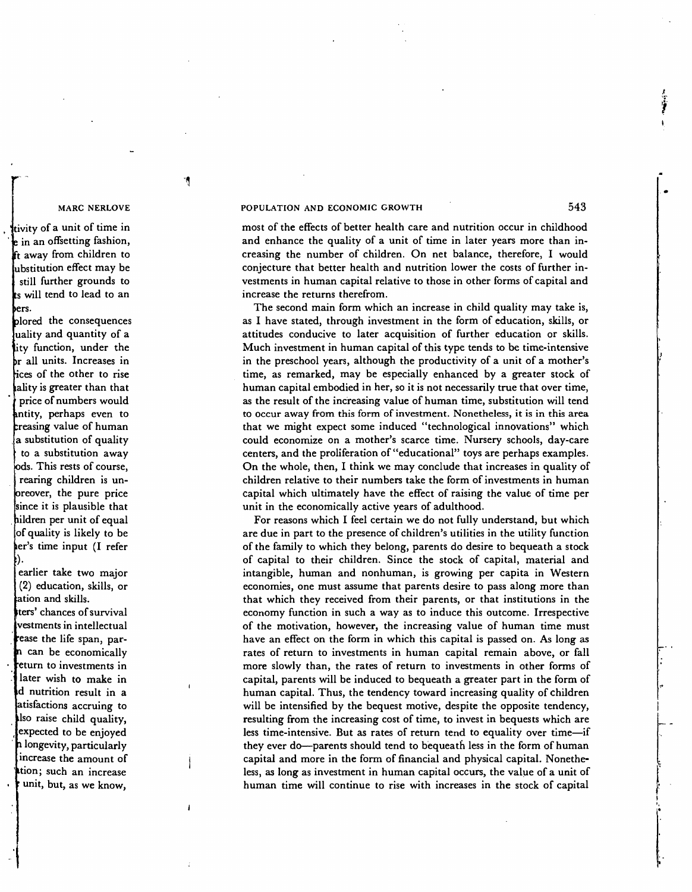most of the effects of better health care and nutrition occur in childhood and enhance the quality of a unit of time in later years more than increasing the number of children. On net balance, therefore, I would conjecture that better health and nutrition lower the costs of further investments in human capital relative to those in other forms of capital and increase the returns therefrom.

The second main form which an increase in child quality may take is, as I have stated, through investment in the form of education, skills, or attitudes conducive to later acquisition of further education or skills. Much investment in human capital of this type tends to be time-intensive in the preschool years, although the productivity of a unit of a mother's time, as remarked, may be especially enhanced by a greater stock of human capital embodied in her, so it is not necessarily true that over time, as the result of the increasing value of human time, substitution will tend to occur away from this form of investment. Nonetheless, it is in this area that we might expect some induced "technological innovations" which could economize on a mother's scarce time. Nursery schools, day-care centers, and the proliferation of "educational" toys are perhaps examples. On the whole, then, I think we may conclude that increases in quality of children relative to their numbers take the form of investments in human capital which ultimately have the effect of raising the value of time per unit in the economically active years of adulthood.

For reasons which I feel certain we do not fully understand, but which are due in part to the presence of children's utilities in the utility function of the family to which they belong, parents do desire to bequeath a stock of capital to their children. Since the stock of capital, material and intangible, human and nonhuman, is growing per capita in Western economies, one must assume that parents desire to pass along more than that which they received from their parents, or that institutions in the economy function in such a way as to induce this outcome. Irrespective of the motivation, however, the increasing value of human time must have an effect on the form in which this capital is passed on. As long as rates of return to investments in human capital remain above, or fall more slowly than, the rates of return to investments in other forms of capital, parents will be induced to bequeath a greater part in the form of human capital. Thus, the tendency toward increasing quality of children will be intensified by the bequest motive, despite the opposite tendency, resulting from the increasing cost of time, to invest in bequests which are less time-intensive. But as rates of return tend to equality over time—if they ever do—parents should tend to bequeath less in the form of human capital and more in the form of financial and physical capital. Nonetheless, as long as investment in human capital occurs, the value of a unit of human time will continue to rise with increases in the stock of capital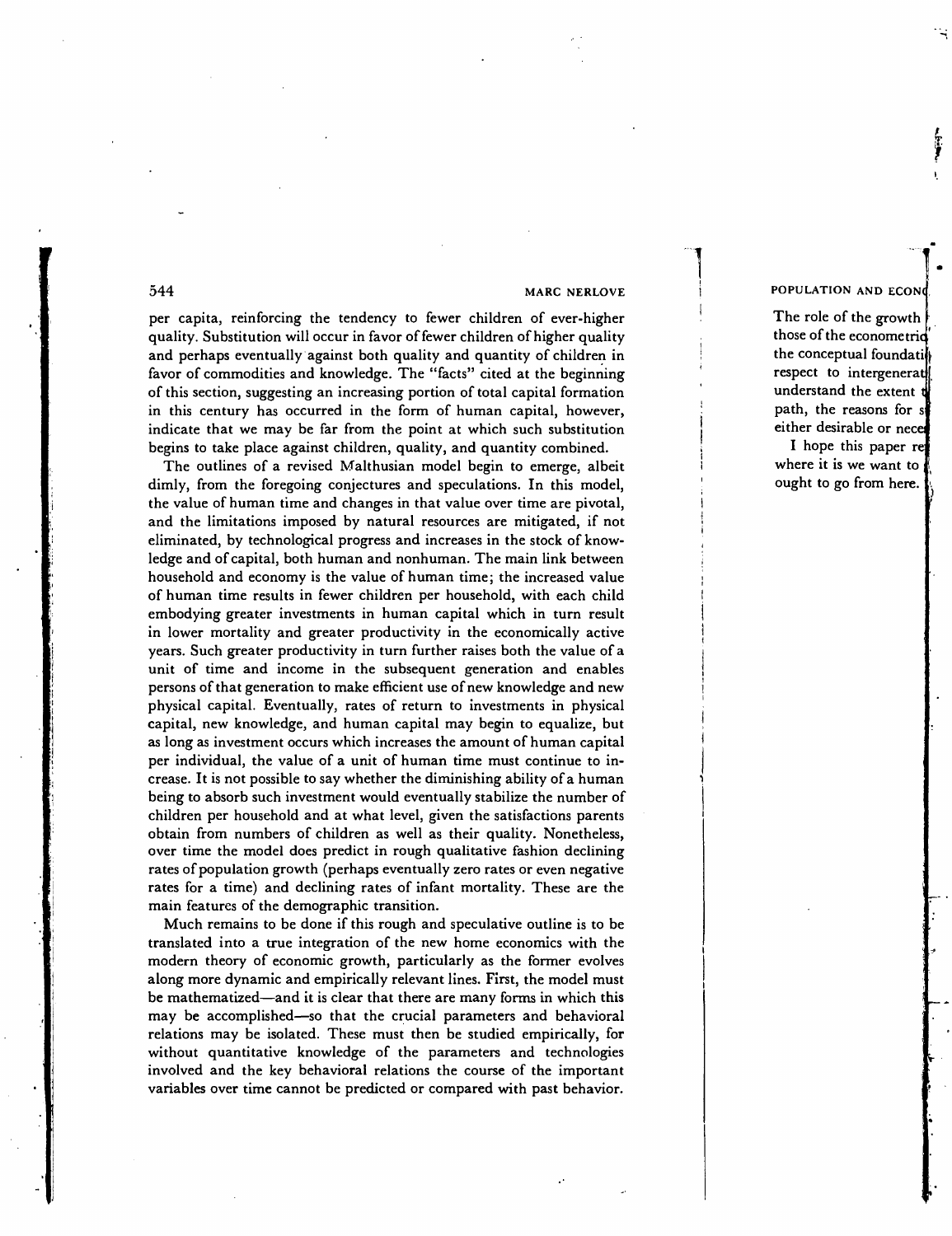per capita, reinforcing the tendency to fewer children of ever-higher quality. Substitution will occur in favor of fewer children of higher quality and perhaps eventually against both quality and quantity of children in favor of commodities and knowledge. The "facts" cited at the beginning of this section, suggesting an increasing portion of total capital formation in this century has occurred in the form of human capital, however, indicate that we may be far from the point at which such substitution begins to take place against children, quality, and quantity combined.

The outlines of a revised Malthusian model begin to emerge, albeit dimly, from the foregoing conjectures and speculations. In this model, the value of human time and changes in that value over time are pivotal, and the limitations imposed by natural resources are mitigated, if not eliminated, by technological progress and increases in the stock of knowledge and of capital, both human and nonhuman. The main link between household and economy is the value of human time; the increased value of human time results in fewer children per household, with each child embodying greater investments in human capital which in turn result in lower mortality and greater productivity in the economically active years. Such greater productivity in turn further raises both the value of a unit of time and income in the subsequent generation and enables persons of that generation to make efficient use of new knowledge and new physical capital. Eventually, rates of return to investments in physical capital, new knowledge, and human capital may begin to equalize, but as long as investment occurs which increases the amount of human capital per individual, the value of a unit of human time must continue to increase. It is not possible to say whether the diminishing ability of a human being to absorb such investment would eventually stabilize the number of children per household and at what level, given the satisfactions parents obtain from numbers of children as well as their quality. Nonetheless, over time the model does predict in rough qualitative fashion declining rates of population growth (perhaps eventually zero rates or even negative rates for a time) and declining rates of infant mortality. These are the main features of the demographic transition.

Much remains to be done if this rough and speculative outline is to be translated into a true integration of the new home economics with the modern theory of economic growth, particularly as the former evolves along more dynamic and empirically relevant lines. First, the model must be mathematized—and it is clear that there are many forms in which this may be accomplished—so that the crucial parameters and behavioral relations may be isolated. These must then be studied empirically, for without quantitative knowledge of the parameters and technologies involved and the key behavioral relations the course of the important variables over time cannot be predicted or compared with past behavior.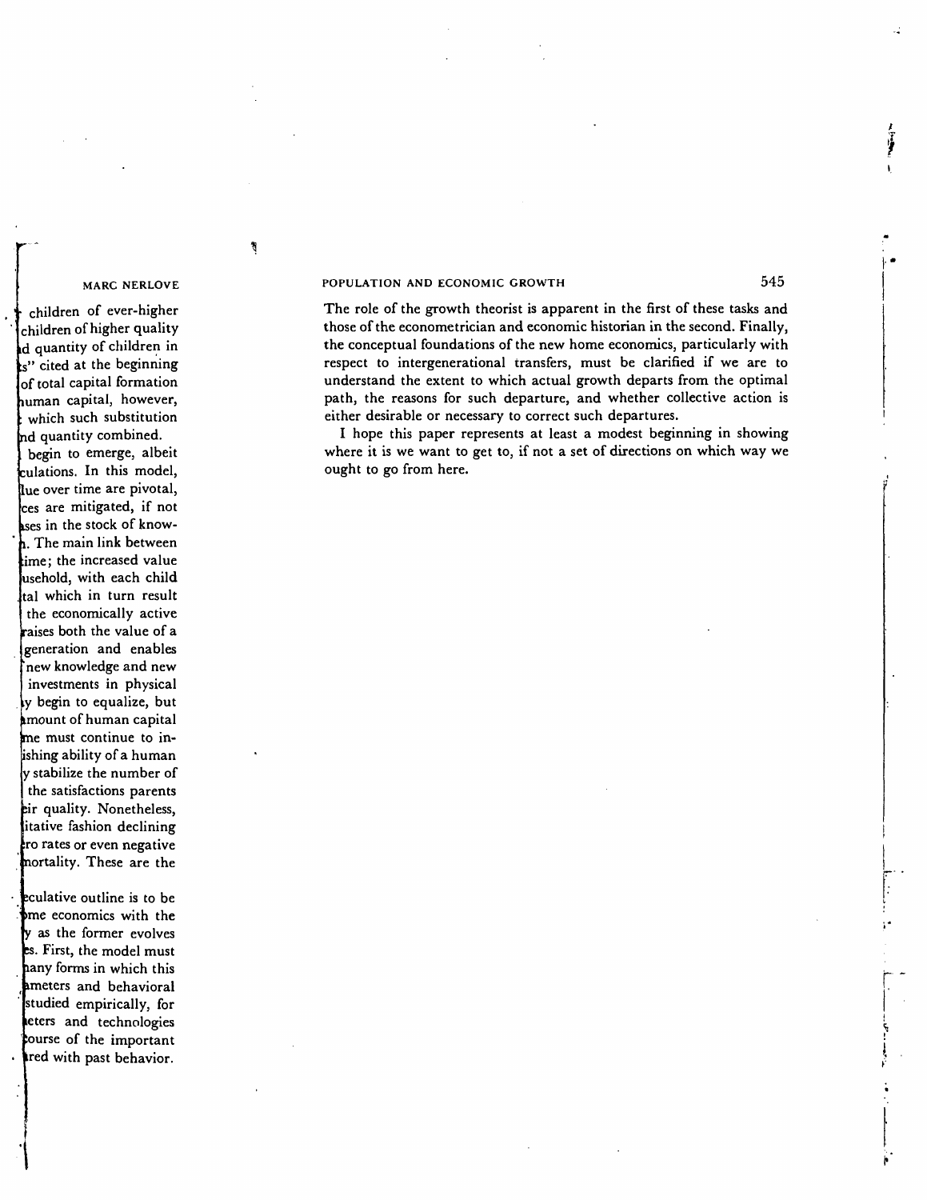The role of the growth theorist is apparent in the first of these tasks and those of the econometrician and economic historian in the second. Finally, the conceptual foundations of the new home economics, particularly with respect to intergenerational transfers, must be clarified if we are to understand the extent to which actual growth departs from the optimal path, the reasons for such departure, and whether collective action is either desirable or necessary to correct such departures.

I hope this paper represents at least a modest beginning in showing where it is we want to get to, if not a set of directions on which way we ought to go from here.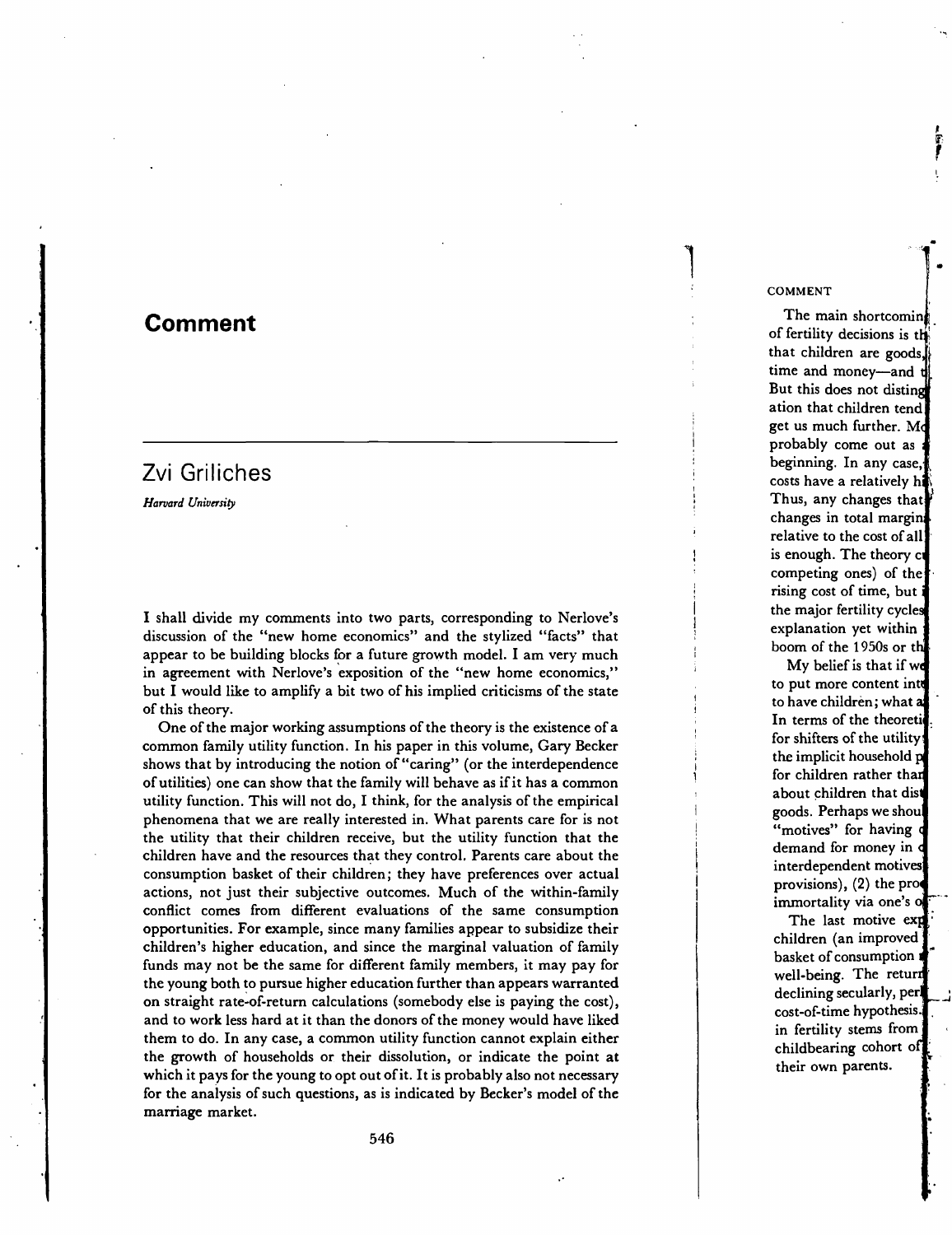# Comment

## Zvi Griliches

*Harvard University*

I shall divide my comments into two parts, corresponding to Nerlove's discussion of the "new home economics" and the stylized "facts" that appear to be building blocks for a future growth model. I am very much in agreement with Nerlove's exposition of the "new home economics," but I would like to amplify a bit two of his implied criticisms of the state of this theory.

One of the major working assumptions of the theory is the existence of a common family utility function. In his paper in this volume, Gary Becker shows that by introducing the notion of "caring" (or the interdependence of utilities) one can show that the family will behave as if it has a common utility function. This will not do, I think, for the analysis of the empirical phenomena that we are really interested in. What parents care for is not the utility that their children receive, but the utility function that the children have and the resources that they control. Parents care about the consumption basket of their children; they have preferences over actual actions, not just their subjective outcomes. Much of the within-family conflict comes from different evaluations of the same consumption opportunities. For example, since many families appear to subsidize their children's higher education, and since the marginal valuation of family funds may not be the same for different family members, it may pay for the young both to pursue higher education further than appears warranted on straight rate-of-return calculations (somebody else is paying the cost), and to work less hard at it than the donors of the money would have liked them to do. In any case, a common utility function cannot explain either the growth of households or their dissolution, or indicate the point at which it pays for the young to opt out of it. It is probably also not necessary for the analysis of such questions, as is indicated by Becker's model of the marriage market.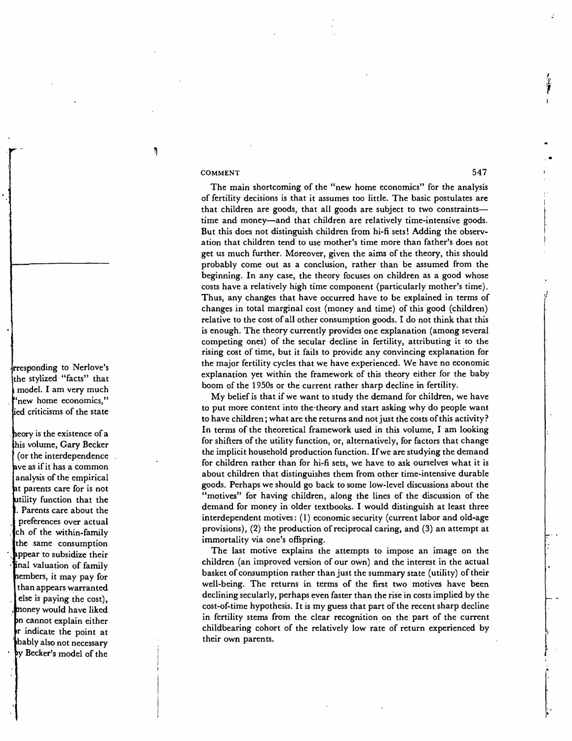The main shortcoming of the "new home economics" for the analysis of fertility decisions is that it assumes too little. The basic postulates are that children are goods, that all goods are subject to two constraints—time and money—and that children are relatively time-intensive goods. But this does not distinguish children from hi-fi sets! Adding the observation that children tend to use mother's time more than father's does not get us much further. Moreover, given the aims of the theory, this should probably come out as a conclusion, rather than be assumed from the beginning. In any case, the theory focuses on children as a good whose costs have a relatively high time component (particularly mother's time). Thus, any changes that have occurred have to be explained in terms of changes in total marginal cost (money and time) of this good (children) relative to the cost of all other consumption goods. I do not think that this is enough. The theory currently provides one explanation (among several competing ones) of the secular decline in fertility, attributing it to the rising cost of time, but it fails to provide any convincing explanation for the major fertility cycles that we have experienced. We have no economic explanation yet within the framework of this theory either for the baby boom of the 1950s or the current rather sharp decline in fertility.

My belief is that if we want to study the demand for children, we have to put more content into the theory and start asking why do people want to have children; what are the returns and not just the costs of this activity? In terms of the theoretical framework used in this volume, I am looking for shifters of the utility function, or, alternatively, for factors that change the implicit household production function. If we are studying the demand for children rather than for hi-fi sets, we have to ask ourselves what it is about children that distinguishes them from other time-intensive durable goods. Perhaps we should go back to some low-level discussions about the "motives" for having children, along the lines of the discussion of the demand for money in older textbooks. I would distinguish at least three interdependent motives: (1) economic security (current labor and old-age provisions), (2) the production of reciprocal caring, and (3) an attempt at immortality via one's offspring.

The last motive explains the attempts to impose an image on the children (an improved version of our own) and the interest in the actual basket of consumption rather than just the summary state (utility) of their well-being. The returns in terms of the first two motives have been declining secularly, perhaps even faster than the rise in costs implied by the cost-of-time hypothesis. It is my guess that part of the recent sharp decline in fertility stems from the clear recognition on the part of the current childbearing cohort of the relatively low rate of return experienced by their own parents.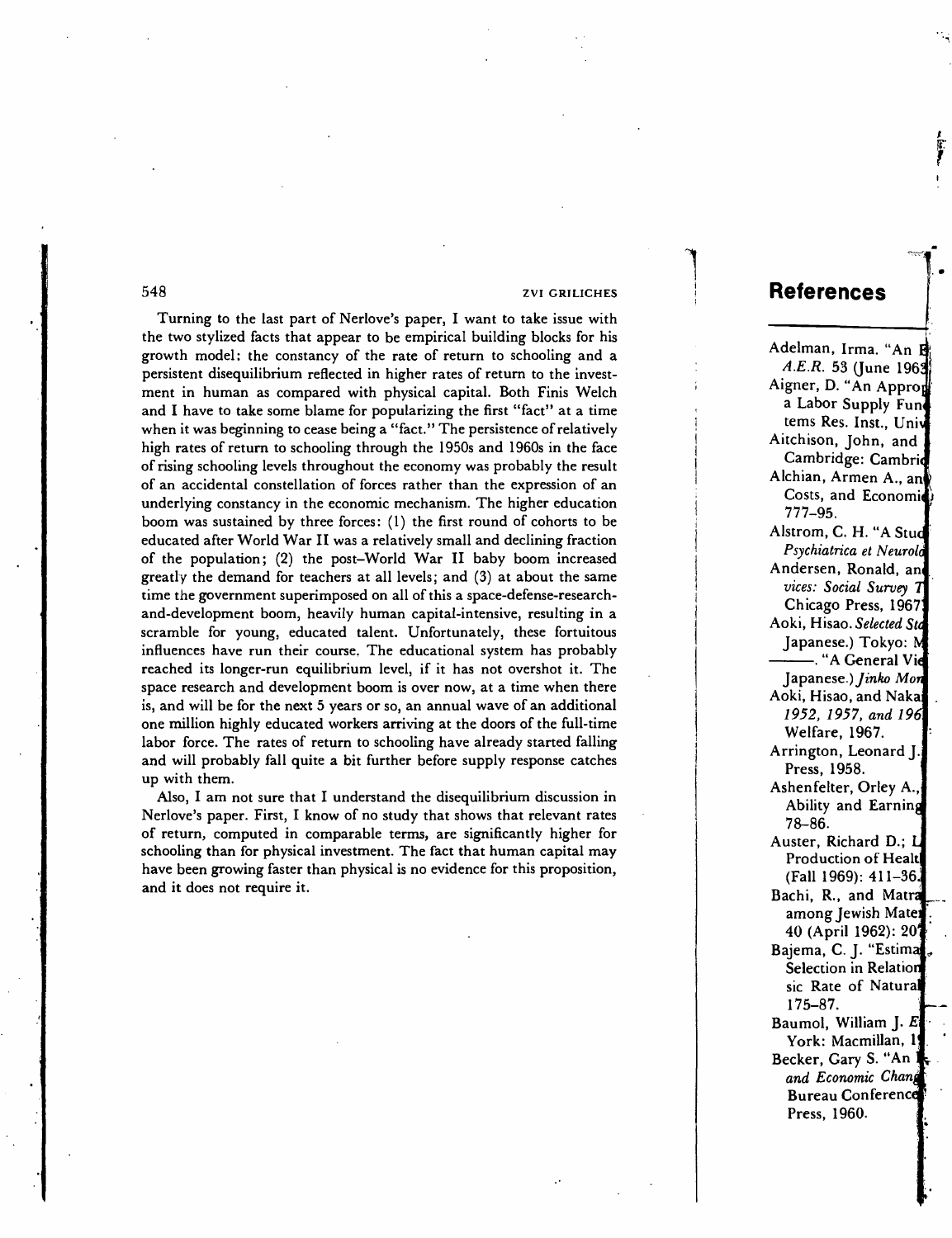Turning to the last part of Nerlove's paper, I want to take issue with the two stylized facts that appear to be empirical building blocks for his growth model: the constancy of the rate of return to schooling and a persistent disequilibrium reflected in higher rates of return to the investment in human as compared with physical capital. Both Finis Welch and I have to take some blame for popularizing the first "fact" at a time when it was beginning to cease being a "fact." The persistence of relatively high rates of return to schooling through the 1950s and 1960s in the face of rising schooling levels throughout the economy was probably the result of an accidental constellation of forces rather than the expression of an underlying constancy in the economic mechanism. The higher education boom was sustained by three forces: (1) the first round of cohorts to be educated after World War II was a relatively small and declining fraction of the population; (2) the post–World War II baby boom increased greatly the demand for teachers at all levels; and (3) at about the same time the government superimposed on all of this a space-defense-research-and-development boom, heavily human capital-intensive, resulting in a scramble for young, educated talent. Unfortunately, these fortuitous influences have run their course. The educational system has probably reached its longer-run equilibrium level, if it has not overshot it. The space research and development boom is over now, at a time when there is, and will be for the next 5 years or so, an annual wave of an additional one million highly educated workers arriving at the doors of the full-time labor force. The rates of return to schooling have already started falling and will probably fall quite a bit further before supply response catches up with them.

Also, I am not sure that I understand the disequilibrium discussion in Nerlove's paper. First, I know of no study that shows that relevant rates of return, computed in comparable terms, are significantly higher for schooling than for physical investment. The fact that human capital may have been growing faster than physical is no evidence for this proposition, and it does not require it.